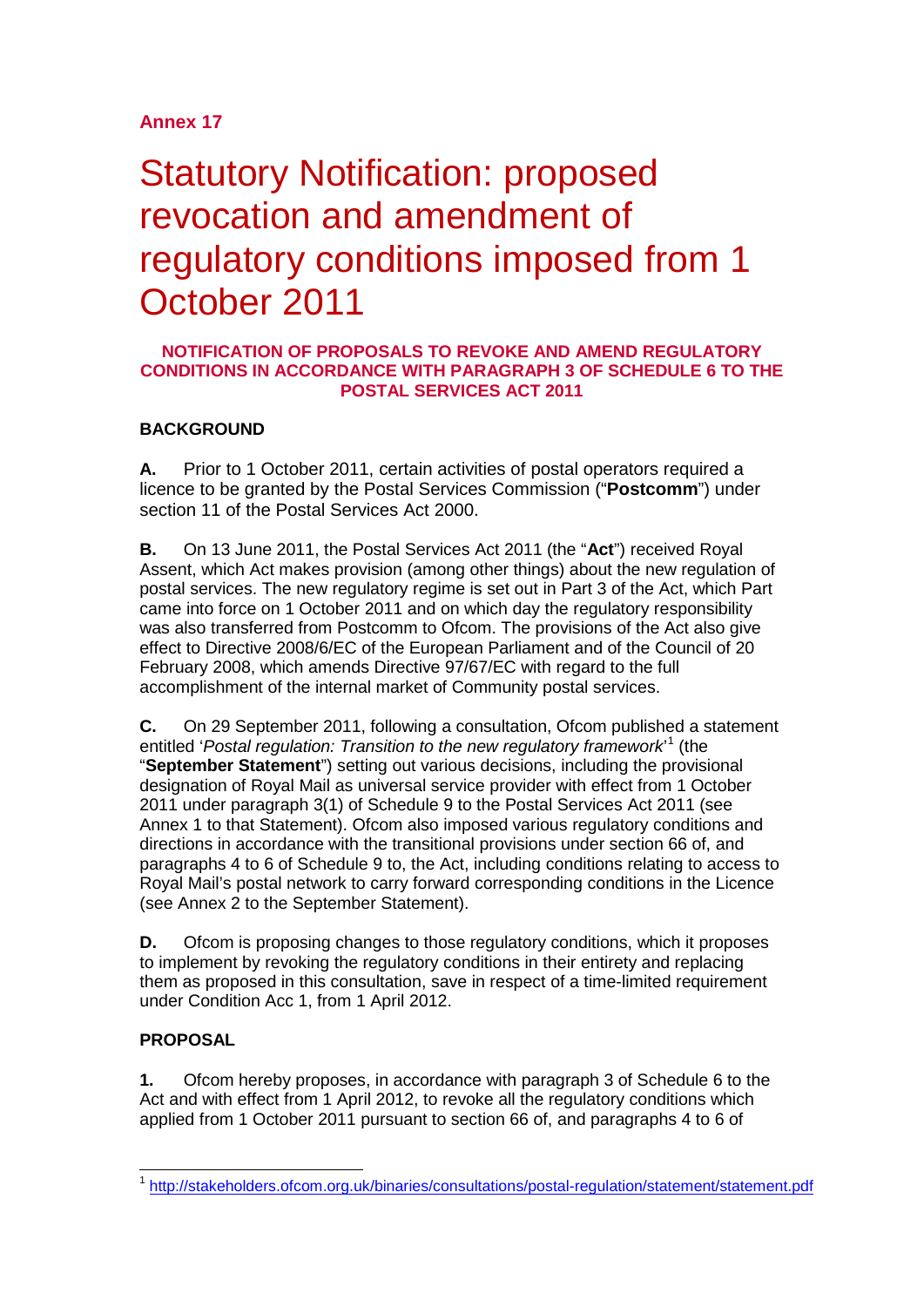**Annex 17**

# Statutory Notification: proposed revocation and amendment of regulatory conditions imposed from 1 October 2011

**NOTIFICATION OF PROPOSALS TO REVOKE AND AMEND REGULATORY CONDITIONS IN ACCORDANCE WITH PARAGRAPH 3 OF SCHEDULE 6 TO THE POSTAL SERVICES ACT 2011**

**BACKGROUND**

**A.** Prior to 1 October 2011, certain activities of postal operators required a licence to be granted by the Postal Services Commission ("**Postcomm**") under section 11 of the Postal Services Act 2000.

**B.** On 13 June 2011, the Postal Services Act 2011 (the "**Act**") received Royal Assent, which Act makes provision (among other things) about the new regulation of postal services. The new regulatory regime is set out in Part 3 of the Act, which Part came into force on 1 October 2011 and on which day the regulatory responsibility was also transferred from Postcomm to Ofcom. The provisions of the Act also give effect to Directive 2008/6/EC of the European Parliament and of the Council of 20 February 2008, which amends Directive 97/67/EC with regard to the full accomplishment of the internal market of Community postal services.

**C.** On 29 September 2011, following a consultation, Ofcom published a statement entitled '*Postal regulation: Transition to the new regulatory framework*'[1] (the "**September Statement**") setting out various decisions, including the provisional designation of Royal Mail as universal service provider with effect from 1 October 2011 under paragraph 3(1) of Schedule 9 to the Postal Services Act 2011 (see Annex 1 to that Statement). Ofcom also imposed various regulatory conditions and directions in accordance with the transitional provisions under section 66 of, and paragraphs 4 to 6 of Schedule 9 to, the Act, including conditions relating to access to Royal Mail's postal network to carry forward corresponding conditions in the Licence (see Annex 2 to the September Statement).

**D.** Ofcom is proposing changes to those regulatory conditions, which it proposes to implement by revoking the regulatory conditions in their entirety and replacing them as proposed in this consultation, save in respect of a time-limited requirement under Condition Acc 1, from 1 April 2012.

**PROPOSAL**

**1.** Ofcom hereby proposes, in accordance with paragraph 3 of Schedule 6 to the Act and with effect from 1 April 2012, to revoke all the regulatory conditions which applied from 1 October 2011 pursuant to section 66 of, and paragraphs 4 to 6 of

[1] http://stakeholders.ofcom.org.uk/binaries/consultations/postal-regulation/statement/statement.pdf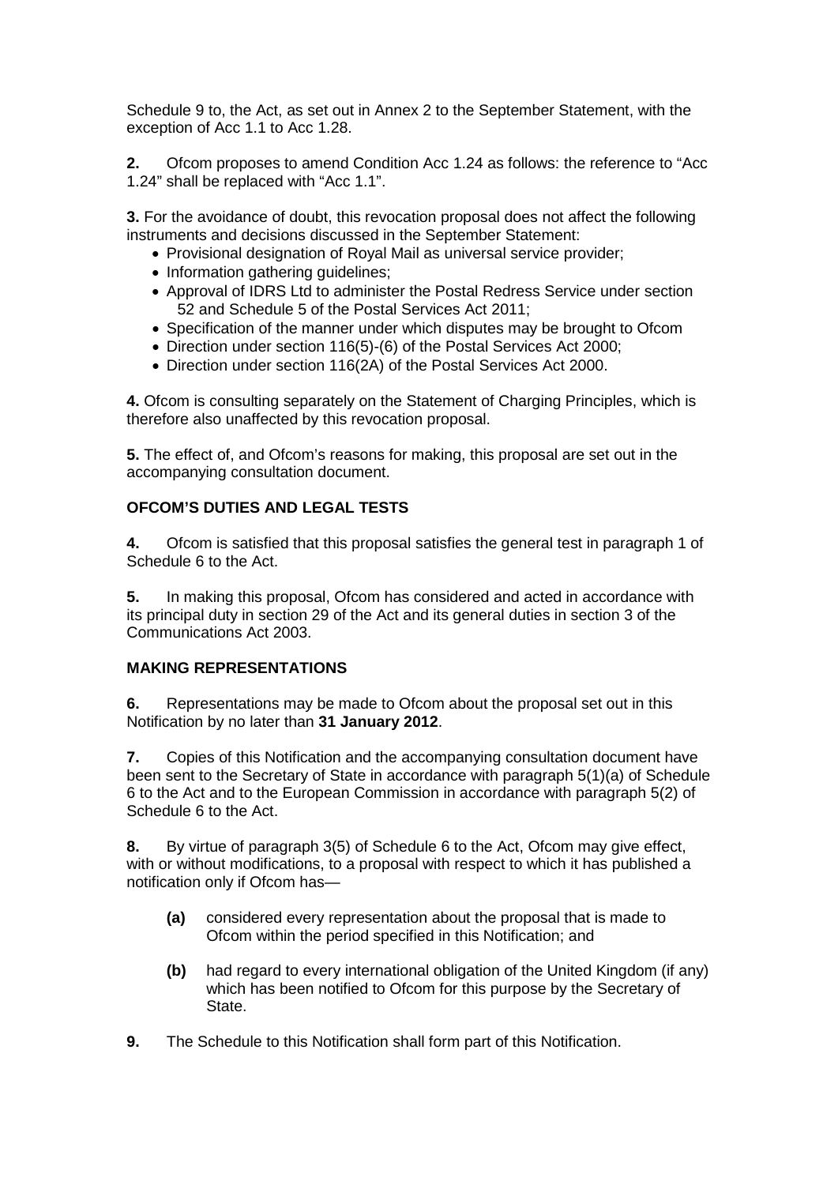Schedule 9 to, the Act, as set out in Annex 2 to the September Statement, with the exception of Acc 1.1 to Acc 1.28.

**2.** Ofcom proposes to amend Condition Acc 1.24 as follows: the reference to "Acc 1.24" shall be replaced with "Acc 1.1".

**3.** For the avoidance of doubt, this revocation proposal does not affect the following instruments and decisions discussed in the September Statement:

- Provisional designation of Royal Mail as universal service provider;
- Information gathering guidelines;
- Approval of IDRS Ltd to administer the Postal Redress Service under section 52 and Schedule 5 of the Postal Services Act 2011;
- Specification of the manner under which disputes may be brought to Ofcom
- Direction under section 116(5)-(6) of the Postal Services Act 2000;
- Direction under section 116(2A) of the Postal Services Act 2000.

**4.** Ofcom is consulting separately on the Statement of Charging Principles, which is therefore also unaffected by this revocation proposal.

**5.** The effect of, and Ofcom's reasons for making, this proposal are set out in the accompanying consultation document.

**OFCOM'S DUTIES AND LEGAL TESTS**

**4.** Ofcom is satisfied that this proposal satisfies the general test in paragraph 1 of Schedule 6 to the Act.

**5.** In making this proposal, Ofcom has considered and acted in accordance with its principal duty in section 29 of the Act and its general duties in section 3 of the Communications Act 2003.

**MAKING REPRESENTATIONS**

**6.** Representations may be made to Ofcom about the proposal set out in this Notification by no later than **31 January 2012**.

**7.** Copies of this Notification and the accompanying consultation document have been sent to the Secretary of State in accordance with paragraph 5(1)(a) of Schedule 6 to the Act and to the European Commission in accordance with paragraph 5(2) of Schedule 6 to the Act.

**8.** By virtue of paragraph 3(5) of Schedule 6 to the Act, Ofcom may give effect, with or without modifications, to a proposal with respect to which it has published a notification only if Ofcom has—

**(a)** considered every representation about the proposal that is made to Ofcom within the period specified in this Notification; and

**(b)** had regard to every international obligation of the United Kingdom (if any) which has been notified to Ofcom for this purpose by the Secretary of State.

**9.** The Schedule to this Notification shall form part of this Notification.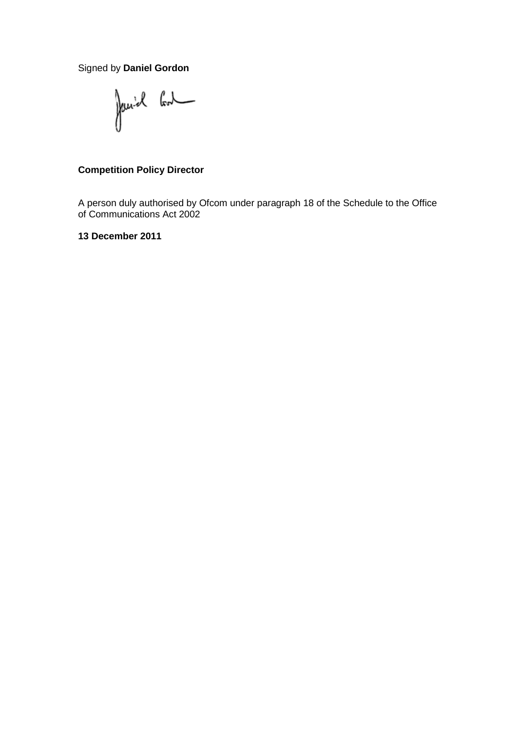Signed by **Daniel Gordon**

**Competition Policy Director**

A person duly authorised by Ofcom under paragraph 18 of the Schedule to the Office of Communications Act 2002

**13 December 2011**